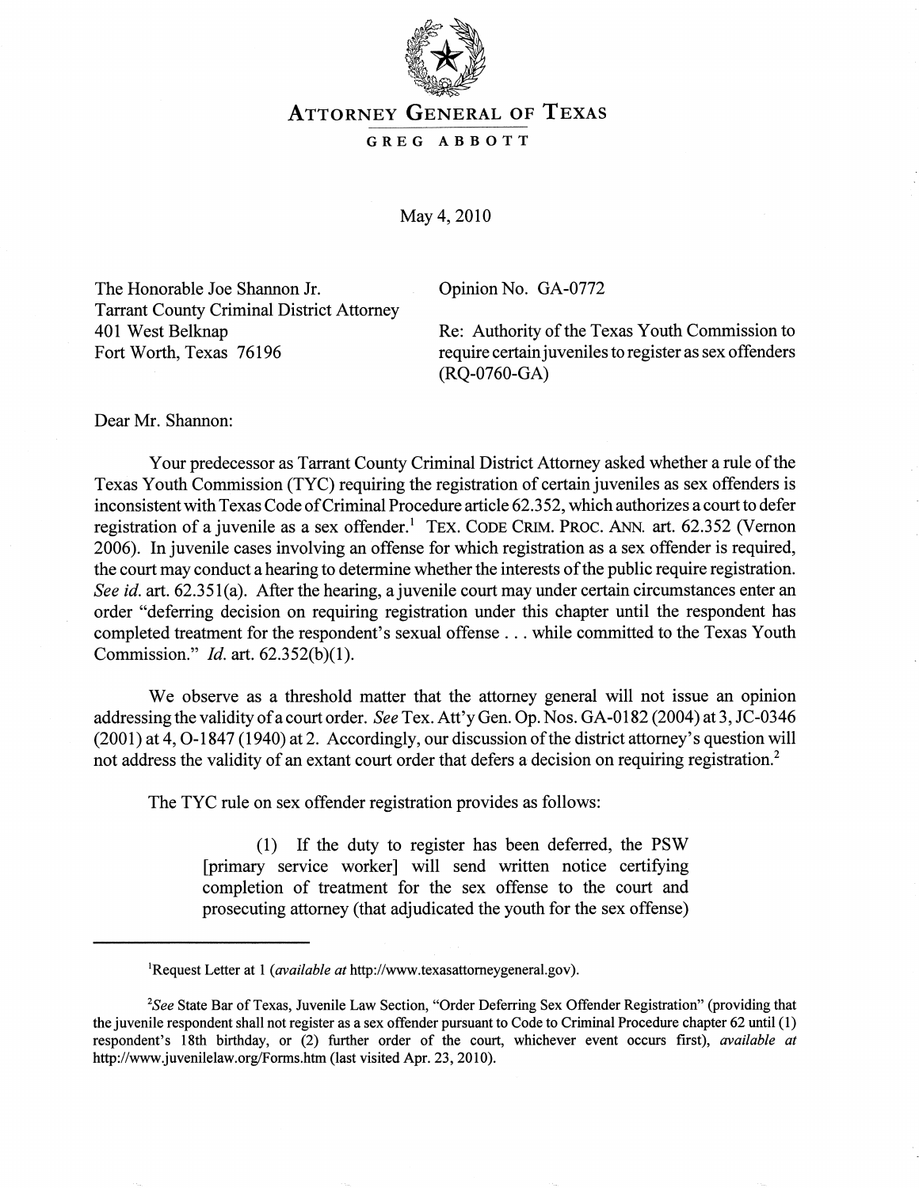# ATTORNEY GENERAL OF TEXAS

GREG ABBOTT

May 4, 2010

The Honorable Joe Shannon Jr.
Tarrant County Criminal District Attorney
401 West Belknap
Fort Worth, Texas 76196

Opinion No. GA-0772

Re: Authority of the Texas Youth Commission to require certain juveniles to register as sex offenders (RQ-0760-GA)

Dear Mr. Shannon:

Your predecessor as Tarrant County Criminal District Attorney asked whether a rule of the Texas Youth Commission (TYC) requiring the registration of certain juveniles as sex offenders is inconsistent with Texas Code of Criminal Procedure article 62.352, which authorizes a court to defer registration of a juvenile as a sex offender.[1] TEX. CODE CRIM. PROC. ANN. art. 62.352 (Vernon 2006). In juvenile cases involving an offense for which registration as a sex offender is required, the court may conduct a hearing to determine whether the interests of the public require registration. *See id.* art. 62.351(a). After the hearing, a juvenile court may under certain circumstances enter an order "deferring decision on requiring registration under this chapter until the respondent has completed treatment for the respondent's sexual offense . . . while committed to the Texas Youth Commission." *Id.* art. 62.352(b)(1).

We observe as a threshold matter that the attorney general will not issue an opinion addressing the validity of a court order. *See* Tex. Att'y Gen. Op. Nos. GA-0182 (2004) at 3, JC-0346 (2001) at 4, O-1847 (1940) at 2. Accordingly, our discussion of the district attorney's question will not address the validity of an extant court order that defers a decision on requiring registration.[2]

The TYC rule on sex offender registration provides as follows:

> (1) If the duty to register has been deferred, the PSW [primary service worker] will send written notice certifying completion of treatment for the sex offense to the court and prosecuting attorney (that adjudicated the youth for the sex offense)

---

[1]Request Letter at 1 (*available at* http://www.texasattorneygeneral.gov).

[2]*See* State Bar of Texas, Juvenile Law Section, "Order Deferring Sex Offender Registration" (providing that the juvenile respondent shall not register as a sex offender pursuant to Code to Criminal Procedure chapter 62 until (1) respondent's 18th birthday, or (2) further order of the court, whichever event occurs first), *available at* http://www.juvenilelaw.org/Forms.htm (last visited Apr. 23, 2010).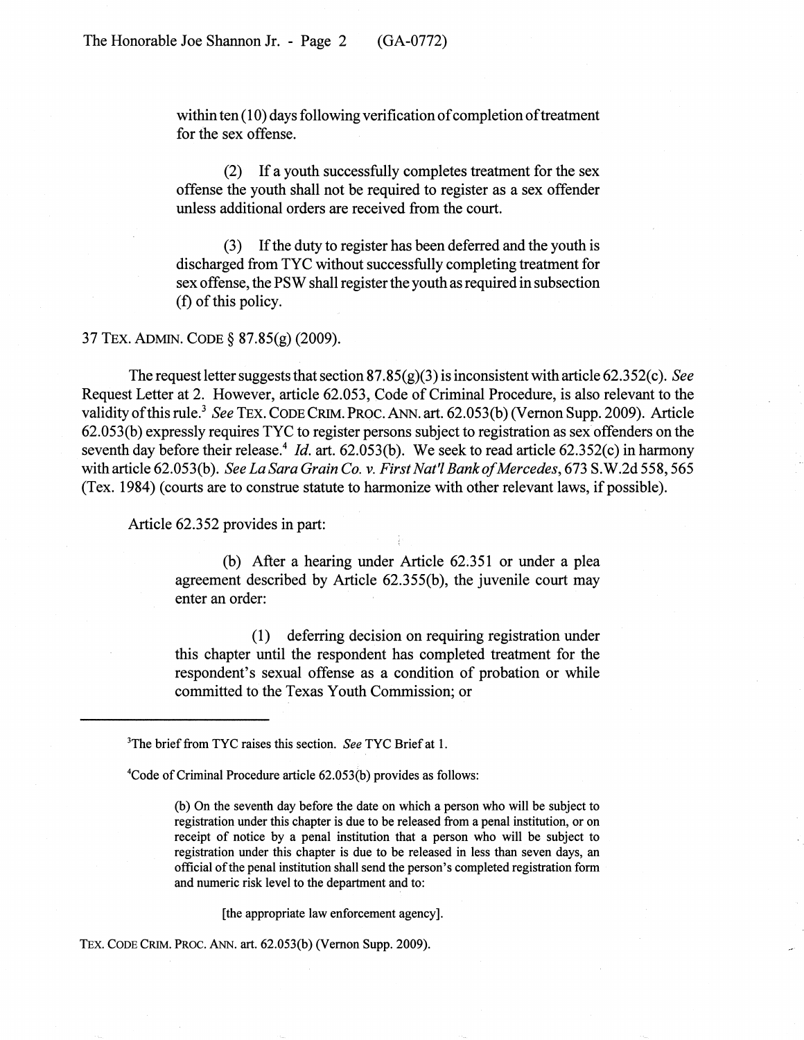within ten (10) days following verification of completion of treatment for the sex offense.

> (2) If a youth successfully completes treatment for the sex offense the youth shall not be required to register as a sex offender unless additional orders are received from the court.
>
> (3) If the duty to register has been deferred and the youth is discharged from TYC without successfully completing treatment for sex offense, the PSW shall register the youth as required in subsection (f) of this policy.

37 TEX. ADMIN. CODE § 87.85(g) (2009).

The request letter suggests that section 87.85(g)(3) is inconsistent with article 62.352(c). *See* Request Letter at 2. However, article 62.053, Code of Criminal Procedure, is also relevant to the validity of this rule.[3] *See* TEX. CODE CRIM. PROC. ANN. art. 62.053(b) (Vernon Supp. 2009). Article 62.053(b) expressly requires TYC to register persons subject to registration as sex offenders on the seventh day before their release.[4] *Id.* art. 62.053(b). We seek to read article 62.352(c) in harmony with article 62.053(b). *See La Sara Grain Co. v. First Nat'l Bank of Mercedes*, 673 S.W.2d 558, 565 (Tex. 1984) (courts are to construe statute to harmonize with other relevant laws, if possible).

Article 62.352 provides in part:

> (b) After a hearing under Article 62.351 or under a plea agreement described by Article 62.355(b), the juvenile court may enter an order:
>
> (1) deferring decision on requiring registration under this chapter until the respondent has completed treatment for the respondent's sexual offense as a condition of probation or while committed to the Texas Youth Commission; or

---

[3]The brief from TYC raises this section. *See* TYC Brief at 1.

[4]Code of Criminal Procedure article 62.053(b) provides as follows:

> (b) On the seventh day before the date on which a person who will be subject to registration under this chapter is due to be released from a penal institution, or on receipt of notice by a penal institution that a person who will be subject to registration under this chapter is due to be released in less than seven days, an official of the penal institution shall send the person's completed registration form and numeric risk level to the department and to:
>
> [the appropriate law enforcement agency].

TEX. CODE CRIM. PROC. ANN. art. 62.053(b) (Vernon Supp. 2009).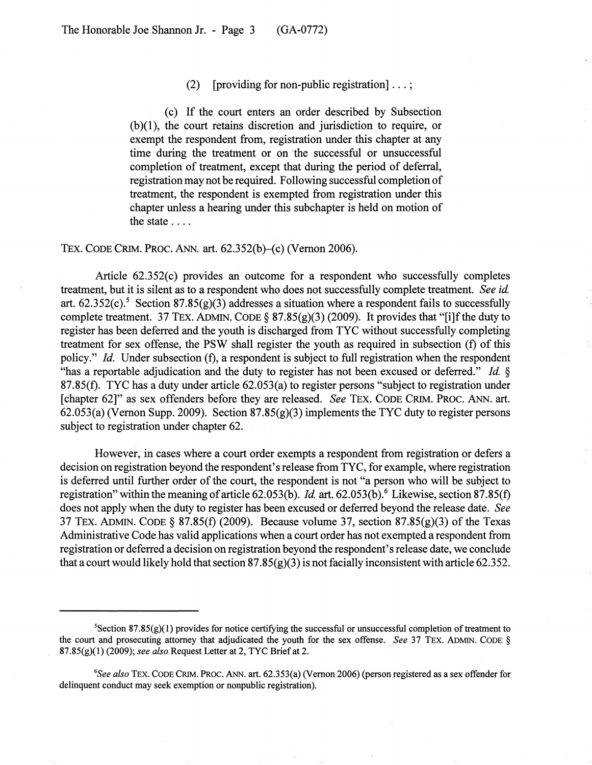(2) [providing for non-public registration] . . . ;

> (c) If the court enters an order described by Subsection (b)(1), the court retains discretion and jurisdiction to require, or exempt the respondent from, registration under this chapter at any time during the treatment or on the successful or unsuccessful completion of treatment, except that during the period of deferral, registration may not be required. Following successful completion of treatment, the respondent is exempted from registration under this chapter unless a hearing under this subchapter is held on motion of the state . . . .

TEX. CODE CRIM. PROC. ANN. art. 62.352(b)–(c) (Vernon 2006).

Article 62.352(c) provides an outcome for a respondent who successfully completes treatment, but it is silent as to a respondent who does not successfully complete treatment. *See id.* art. 62.352(c).[5] Section 87.85(g)(3) addresses a situation where a respondent fails to successfully complete treatment. 37 TEX. ADMIN. CODE § 87.85(g)(3) (2009). It provides that "[i]f the duty to register has been deferred and the youth is discharged from TYC without successfully completing treatment for sex offense, the PSW shall register the youth as required in subsection (f) of this policy." *Id.* Under subsection (f), a respondent is subject to full registration when the respondent "has a reportable adjudication and the duty to register has not been excused or deferred." *Id.* § 87.85(f). TYC has a duty under article 62.053(a) to register persons "subject to registration under [chapter 62]" as sex offenders before they are released. *See* TEX. CODE CRIM. PROC. ANN. art. 62.053(a) (Vernon Supp. 2009). Section 87.85(g)(3) implements the TYC duty to register persons subject to registration under chapter 62.

However, in cases where a court order exempts a respondent from registration or defers a decision on registration beyond the respondent's release from TYC, for example, where registration is deferred until further order of the court, the respondent is not "a person who will be subject to registration" within the meaning of article 62.053(b). *Id.* art. 62.053(b).[6] Likewise, section 87.85(f) does not apply when the duty to register has been excused or deferred beyond the release date. *See* 37 TEX. ADMIN. CODE § 87.85(f) (2009). Because volume 37, section 87.85(g)(3) of the Texas Administrative Code has valid applications when a court order has not exempted a respondent from registration or deferred a decision on registration beyond the respondent's release date, we conclude that a court would likely hold that section 87.85(g)(3) is not facially inconsistent with article 62.352.

---

[5]Section 87.85(g)(1) provides for notice certifying the successful or unsuccessful completion of treatment to the court and prosecuting attorney that adjudicated the youth for the sex offense. *See* 37 TEX. ADMIN. CODE § 87.85(g)(1) (2009); *see also* Request Letter at 2, TYC Brief at 2.

[6]*See also* TEX. CODE CRIM. PROC. ANN. art. 62.353(a) (Vernon 2006) (person registered as a sex offender for delinquent conduct may seek exemption or nonpublic registration).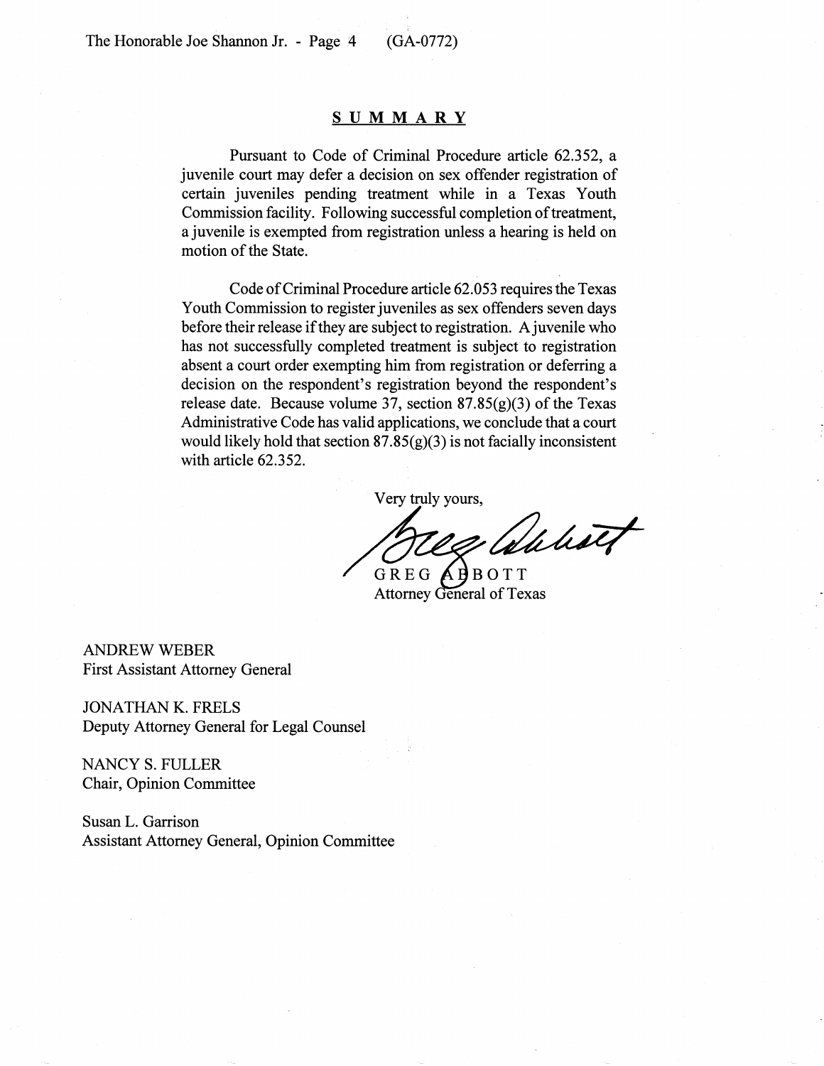## SUMMARY

Pursuant to Code of Criminal Procedure article 62.352, a juvenile court may defer a decision on sex offender registration of certain juveniles pending treatment while in a Texas Youth Commission facility. Following successful completion of treatment, a juvenile is exempted from registration unless a hearing is held on motion of the State.

Code of Criminal Procedure article 62.053 requires the Texas Youth Commission to register juveniles as sex offenders seven days before their release if they are subject to registration. A juvenile who has not successfully completed treatment is subject to registration absent a court order exempting him from registration or deferring a decision on the respondent's registration beyond the respondent's release date. Because volume 37, section 87.85(g)(3) of the Texas Administrative Code has valid applications, we conclude that a court would likely hold that section 87.85(g)(3) is not facially inconsistent with article 62.352.

Very truly yours,

GREG ABBOTT
Attorney General of Texas

ANDREW WEBER
First Assistant Attorney General

JONATHAN K. FRELS
Deputy Attorney General for Legal Counsel

NANCY S. FULLER
Chair, Opinion Committee

Susan L. Garrison
Assistant Attorney General, Opinion Committee